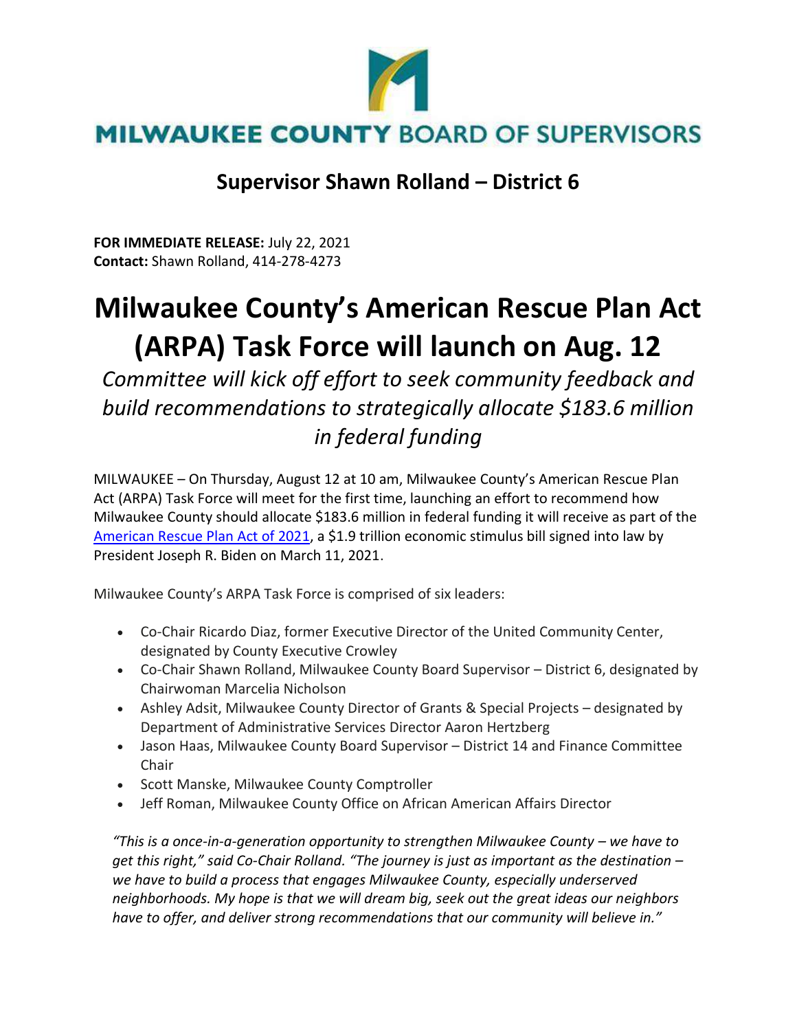# MILWAUKEE COUNTY BOARD OF SUPERVISORS

## Supervisor Shawn Rolland – District 6

**FOR IMMEDIATE RELEASE:** July 22, 2021
**Contact:** Shawn Rolland, 414-278-4273

# Milwaukee County's American Rescue Plan Act (ARPA) Task Force will launch on Aug. 12

*Committee will kick off effort to seek community feedback and build recommendations to strategically allocate $183.6 million in federal funding*

MILWAUKEE – On Thursday, August 12 at 10 am, Milwaukee County's American Rescue Plan Act (ARPA) Task Force will meet for the first time, launching an effort to recommend how Milwaukee County should allocate $183.6 million in federal funding it will receive as part of the American Rescue Plan Act of 2021, a $1.9 trillion economic stimulus bill signed into law by President Joseph R. Biden on March 11, 2021.

Milwaukee County's ARPA Task Force is comprised of six leaders:

- Co-Chair Ricardo Diaz, former Executive Director of the United Community Center, designated by County Executive Crowley
- Co-Chair Shawn Rolland, Milwaukee County Board Supervisor – District 6, designated by Chairwoman Marcelia Nicholson
- Ashley Adsit, Milwaukee County Director of Grants & Special Projects – designated by Department of Administrative Services Director Aaron Hertzberg
- Jason Haas, Milwaukee County Board Supervisor – District 14 and Finance Committee Chair
- Scott Manske, Milwaukee County Comptroller
- Jeff Roman, Milwaukee County Office on African American Affairs Director

*"This is a once-in-a-generation opportunity to strengthen Milwaukee County – we have to get this right," said Co-Chair Rolland. "The journey is just as important as the destination – we have to build a process that engages Milwaukee County, especially underserved neighborhoods. My hope is that we will dream big, seek out the great ideas our neighbors have to offer, and deliver strong recommendations that our community will believe in."*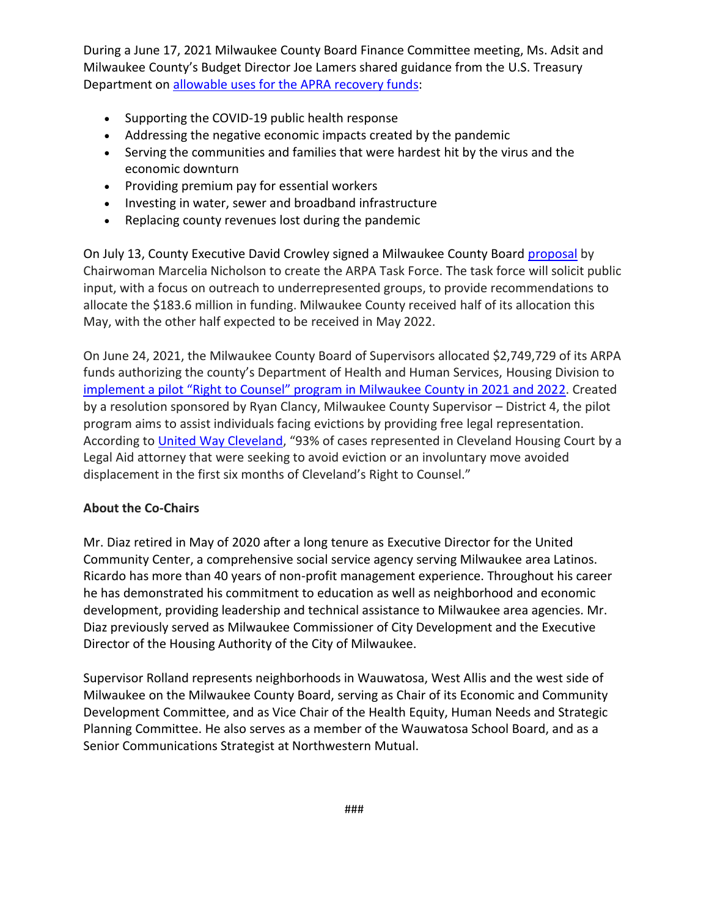During a June 17, 2021 Milwaukee County Board Finance Committee meeting, Ms. Adsit and Milwaukee County's Budget Director Joe Lamers shared guidance from the U.S. Treasury Department on allowable uses for the APRA recovery funds:

- Supporting the COVID-19 public health response
- Addressing the negative economic impacts created by the pandemic
- Serving the communities and families that were hardest hit by the virus and the economic downturn
- Providing premium pay for essential workers
- Investing in water, sewer and broadband infrastructure
- Replacing county revenues lost during the pandemic

On July 13, County Executive David Crowley signed a Milwaukee County Board proposal by Chairwoman Marcelia Nicholson to create the ARPA Task Force. The task force will solicit public input, with a focus on outreach to underrepresented groups, to provide recommendations to allocate the $183.6 million in funding. Milwaukee County received half of its allocation this May, with the other half expected to be received in May 2022.

On June 24, 2021, the Milwaukee County Board of Supervisors allocated $2,749,729 of its ARPA funds authorizing the county's Department of Health and Human Services, Housing Division to implement a pilot "Right to Counsel" program in Milwaukee County in 2021 and 2022. Created by a resolution sponsored by Ryan Clancy, Milwaukee County Supervisor – District 4, the pilot program aims to assist individuals facing evictions by providing free legal representation. According to United Way Cleveland, "93% of cases represented in Cleveland Housing Court by a Legal Aid attorney that were seeking to avoid eviction or an involuntary move avoided displacement in the first six months of Cleveland's Right to Counsel."

**About the Co-Chairs**

Mr. Diaz retired in May of 2020 after a long tenure as Executive Director for the United Community Center, a comprehensive social service agency serving Milwaukee area Latinos. Ricardo has more than 40 years of non-profit management experience. Throughout his career he has demonstrated his commitment to education as well as neighborhood and economic development, providing leadership and technical assistance to Milwaukee area agencies. Mr. Diaz previously served as Milwaukee Commissioner of City Development and the Executive Director of the Housing Authority of the City of Milwaukee.

Supervisor Rolland represents neighborhoods in Wauwatosa, West Allis and the west side of Milwaukee on the Milwaukee County Board, serving as Chair of its Economic and Community Development Committee, and as Vice Chair of the Health Equity, Human Needs and Strategic Planning Committee. He also serves as a member of the Wauwatosa School Board, and as a Senior Communications Strategist at Northwestern Mutual.

###